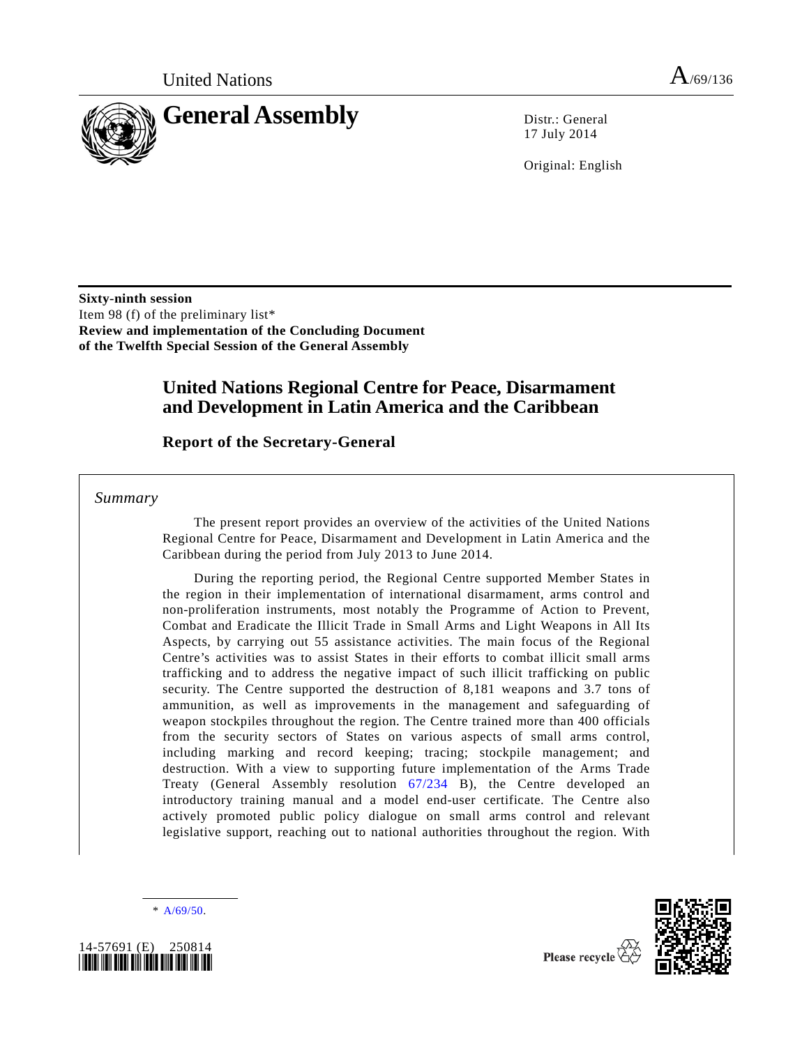United Nations A/69/136

# General Assembly

Distr.: General
17 July 2014

Original: English

**Sixty-ninth session**
Item 98 (f) of the preliminary list*
**Review and implementation of the Concluding Document of the Twelfth Special Session of the General Assembly**

## United Nations Regional Centre for Peace, Disarmament and Development in Latin America and the Caribbean

### Report of the Secretary-General

*Summary*

The present report provides an overview of the activities of the United Nations Regional Centre for Peace, Disarmament and Development in Latin America and the Caribbean during the period from July 2013 to June 2014.

During the reporting period, the Regional Centre supported Member States in the region in their implementation of international disarmament, arms control and non-proliferation instruments, most notably the Programme of Action to Prevent, Combat and Eradicate the Illicit Trade in Small Arms and Light Weapons in All Its Aspects, by carrying out 55 assistance activities. The main focus of the Regional Centre's activities was to assist States in their efforts to combat illicit small arms trafficking and to address the negative impact of such illicit trafficking on public security. The Centre supported the destruction of 8,181 weapons and 3.7 tons of ammunition, as well as improvements in the management and safeguarding of weapon stockpiles throughout the region. The Centre trained more than 400 officials from the security sectors of States on various aspects of small arms control, including marking and record keeping; tracing; stockpile management; and destruction. With a view to supporting future implementation of the Arms Trade Treaty (General Assembly resolution 67/234 B), the Centre developed an introductory training manual and a model end-user certificate. The Centre also actively promoted public policy dialogue on small arms control and relevant legislative support, reaching out to national authorities throughout the region. With

\* A/69/50.

14-57691 (E) 250814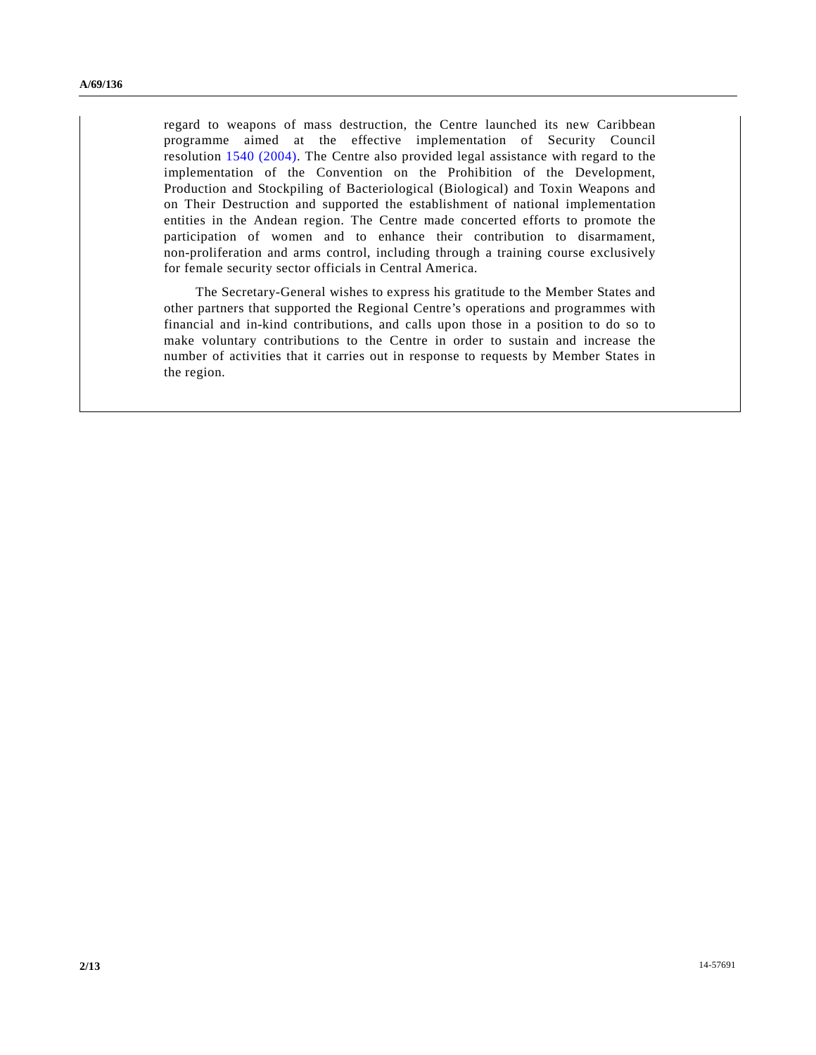regard to weapons of mass destruction, the Centre launched its new Caribbean programme aimed at the effective implementation of Security Council resolution 1540 (2004). The Centre also provided legal assistance with regard to the implementation of the Convention on the Prohibition of the Development, Production and Stockpiling of Bacteriological (Biological) and Toxin Weapons and on Their Destruction and supported the establishment of national implementation entities in the Andean region. The Centre made concerted efforts to promote the participation of women and to enhance their contribution to disarmament, non-proliferation and arms control, including through a training course exclusively for female security sector officials in Central America.

The Secretary-General wishes to express his gratitude to the Member States and other partners that supported the Regional Centre's operations and programmes with financial and in-kind contributions, and calls upon those in a position to do so to make voluntary contributions to the Centre in order to sustain and increase the number of activities that it carries out in response to requests by Member States in the region.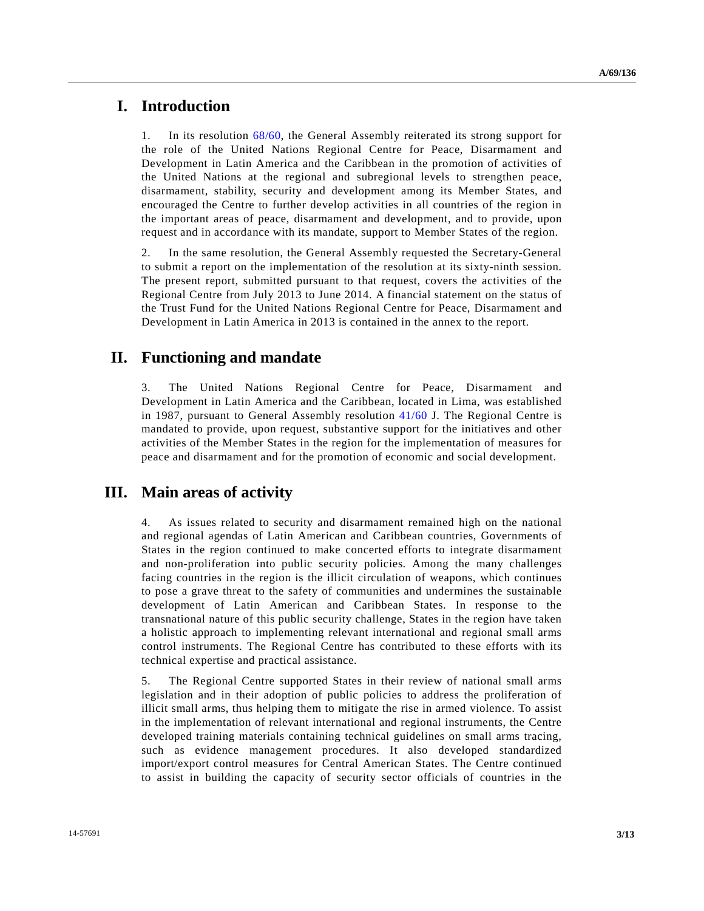## I. Introduction

1. In its resolution 68/60, the General Assembly reiterated its strong support for the role of the United Nations Regional Centre for Peace, Disarmament and Development in Latin America and the Caribbean in the promotion of activities of the United Nations at the regional and subregional levels to strengthen peace, disarmament, stability, security and development among its Member States, and encouraged the Centre to further develop activities in all countries of the region in the important areas of peace, disarmament and development, and to provide, upon request and in accordance with its mandate, support to Member States of the region.

2. In the same resolution, the General Assembly requested the Secretary-General to submit a report on the implementation of the resolution at its sixty-ninth session. The present report, submitted pursuant to that request, covers the activities of the Regional Centre from July 2013 to June 2014. A financial statement on the status of the Trust Fund for the United Nations Regional Centre for Peace, Disarmament and Development in Latin America in 2013 is contained in the annex to the report.

## II. Functioning and mandate

3. The United Nations Regional Centre for Peace, Disarmament and Development in Latin America and the Caribbean, located in Lima, was established in 1987, pursuant to General Assembly resolution 41/60 J. The Regional Centre is mandated to provide, upon request, substantive support for the initiatives and other activities of the Member States in the region for the implementation of measures for peace and disarmament and for the promotion of economic and social development.

## III. Main areas of activity

4. As issues related to security and disarmament remained high on the national and regional agendas of Latin American and Caribbean countries, Governments of States in the region continued to make concerted efforts to integrate disarmament and non-proliferation into public security policies. Among the many challenges facing countries in the region is the illicit circulation of weapons, which continues to pose a grave threat to the safety of communities and undermines the sustainable development of Latin American and Caribbean States. In response to the transnational nature of this public security challenge, States in the region have taken a holistic approach to implementing relevant international and regional small arms control instruments. The Regional Centre has contributed to these efforts with its technical expertise and practical assistance.

5. The Regional Centre supported States in their review of national small arms legislation and in their adoption of public policies to address the proliferation of illicit small arms, thus helping them to mitigate the rise in armed violence. To assist in the implementation of relevant international and regional instruments, the Centre developed training materials containing technical guidelines on small arms tracing, such as evidence management procedures. It also developed standardized import/export control measures for Central American States. The Centre continued to assist in building the capacity of security sector officials of countries in the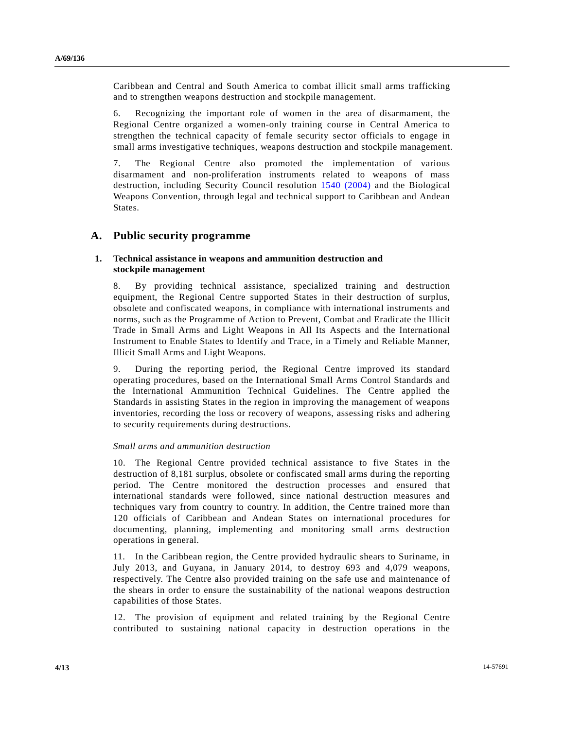Caribbean and Central and South America to combat illicit small arms trafficking and to strengthen weapons destruction and stockpile management.

6. Recognizing the important role of women in the area of disarmament, the Regional Centre organized a women-only training course in Central America to strengthen the technical capacity of female security sector officials to engage in small arms investigative techniques, weapons destruction and stockpile management.

7. The Regional Centre also promoted the implementation of various disarmament and non-proliferation instruments related to weapons of mass destruction, including Security Council resolution 1540 (2004) and the Biological Weapons Convention, through legal and technical support to Caribbean and Andean States.

## A. Public security programme

### 1. Technical assistance in weapons and ammunition destruction and stockpile management

8. By providing technical assistance, specialized training and destruction equipment, the Regional Centre supported States in their destruction of surplus, obsolete and confiscated weapons, in compliance with international instruments and norms, such as the Programme of Action to Prevent, Combat and Eradicate the Illicit Trade in Small Arms and Light Weapons in All Its Aspects and the International Instrument to Enable States to Identify and Trace, in a Timely and Reliable Manner, Illicit Small Arms and Light Weapons.

9. During the reporting period, the Regional Centre improved its standard operating procedures, based on the International Small Arms Control Standards and the International Ammunition Technical Guidelines. The Centre applied the Standards in assisting States in the region in improving the management of weapons inventories, recording the loss or recovery of weapons, assessing risks and adhering to security requirements during destructions.

*Small arms and ammunition destruction*

10. The Regional Centre provided technical assistance to five States in the destruction of 8,181 surplus, obsolete or confiscated small arms during the reporting period. The Centre monitored the destruction processes and ensured that international standards were followed, since national destruction measures and techniques vary from country to country. In addition, the Centre trained more than 120 officials of Caribbean and Andean States on international procedures for documenting, planning, implementing and monitoring small arms destruction operations in general.

11. In the Caribbean region, the Centre provided hydraulic shears to Suriname, in July 2013, and Guyana, in January 2014, to destroy 693 and 4,079 weapons, respectively. The Centre also provided training on the safe use and maintenance of the shears in order to ensure the sustainability of the national weapons destruction capabilities of those States.

12. The provision of equipment and related training by the Regional Centre contributed to sustaining national capacity in destruction operations in the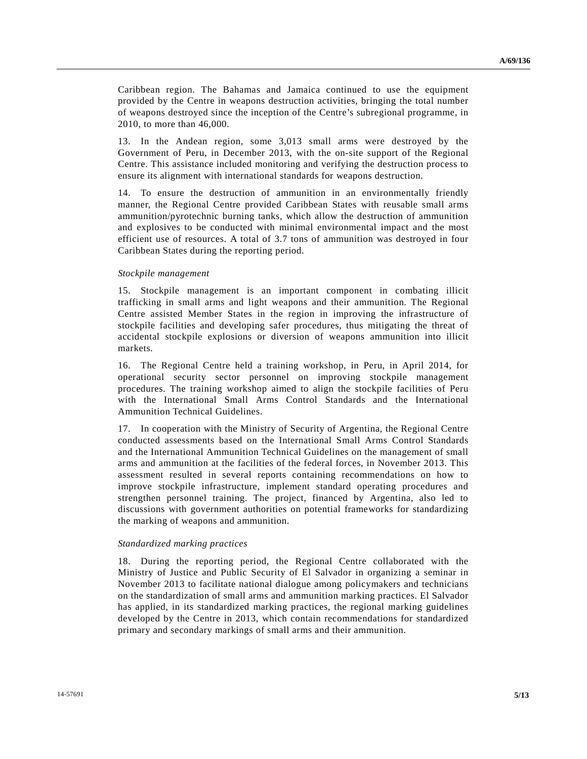Caribbean region. The Bahamas and Jamaica continued to use the equipment provided by the Centre in weapons destruction activities, bringing the total number of weapons destroyed since the inception of the Centre's subregional programme, in 2010, to more than 46,000.

13. In the Andean region, some 3,013 small arms were destroyed by the Government of Peru, in December 2013, with the on-site support of the Regional Centre. This assistance included monitoring and verifying the destruction process to ensure its alignment with international standards for weapons destruction.

14. To ensure the destruction of ammunition in an environmentally friendly manner, the Regional Centre provided Caribbean States with reusable small arms ammunition/pyrotechnic burning tanks, which allow the destruction of ammunition and explosives to be conducted with minimal environmental impact and the most efficient use of resources. A total of 3.7 tons of ammunition was destroyed in four Caribbean States during the reporting period.

*Stockpile management*

15. Stockpile management is an important component in combating illicit trafficking in small arms and light weapons and their ammunition. The Regional Centre assisted Member States in the region in improving the infrastructure of stockpile facilities and developing safer procedures, thus mitigating the threat of accidental stockpile explosions or diversion of weapons ammunition into illicit markets.

16. The Regional Centre held a training workshop, in Peru, in April 2014, for operational security sector personnel on improving stockpile management procedures. The training workshop aimed to align the stockpile facilities of Peru with the International Small Arms Control Standards and the International Ammunition Technical Guidelines.

17. In cooperation with the Ministry of Security of Argentina, the Regional Centre conducted assessments based on the International Small Arms Control Standards and the International Ammunition Technical Guidelines on the management of small arms and ammunition at the facilities of the federal forces, in November 2013. This assessment resulted in several reports containing recommendations on how to improve stockpile infrastructure, implement standard operating procedures and strengthen personnel training. The project, financed by Argentina, also led to discussions with government authorities on potential frameworks for standardizing the marking of weapons and ammunition.

*Standardized marking practices*

18. During the reporting period, the Regional Centre collaborated with the Ministry of Justice and Public Security of El Salvador in organizing a seminar in November 2013 to facilitate national dialogue among policymakers and technicians on the standardization of small arms and ammunition marking practices. El Salvador has applied, in its standardized marking practices, the regional marking guidelines developed by the Centre in 2013, which contain recommendations for standardized primary and secondary markings of small arms and their ammunition.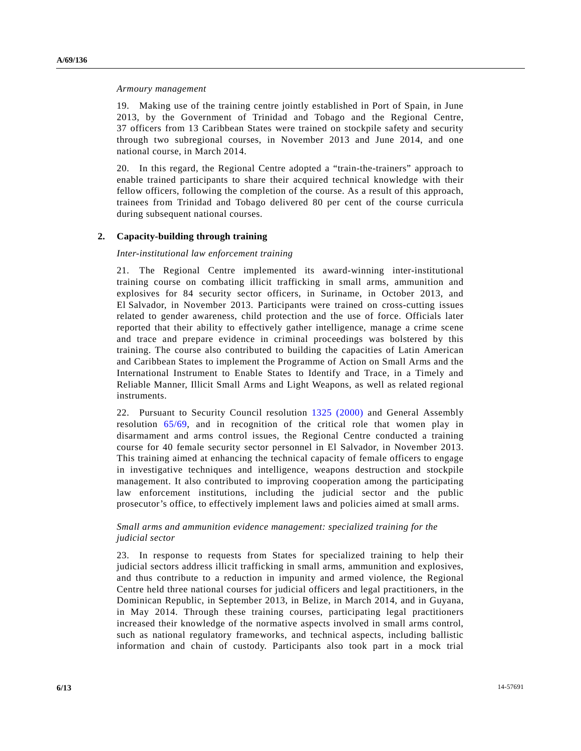*Armoury management*

19. Making use of the training centre jointly established in Port of Spain, in June 2013, by the Government of Trinidad and Tobago and the Regional Centre, 37 officers from 13 Caribbean States were trained on stockpile safety and security through two subregional courses, in November 2013 and June 2014, and one national course, in March 2014.

20. In this regard, the Regional Centre adopted a "train-the-trainers" approach to enable trained participants to share their acquired technical knowledge with their fellow officers, following the completion of the course. As a result of this approach, trainees from Trinidad and Tobago delivered 80 per cent of the course curricula during subsequent national courses.

## 2. Capacity-building through training

*Inter-institutional law enforcement training*

21. The Regional Centre implemented its award-winning inter-institutional training course on combating illicit trafficking in small arms, ammunition and explosives for 84 security sector officers, in Suriname, in October 2013, and El Salvador, in November 2013. Participants were trained on cross-cutting issues related to gender awareness, child protection and the use of force. Officials later reported that their ability to effectively gather intelligence, manage a crime scene and trace and prepare evidence in criminal proceedings was bolstered by this training. The course also contributed to building the capacities of Latin American and Caribbean States to implement the Programme of Action on Small Arms and the International Instrument to Enable States to Identify and Trace, in a Timely and Reliable Manner, Illicit Small Arms and Light Weapons, as well as related regional instruments.

22. Pursuant to Security Council resolution 1325 (2000) and General Assembly resolution 65/69, and in recognition of the critical role that women play in disarmament and arms control issues, the Regional Centre conducted a training course for 40 female security sector personnel in El Salvador, in November 2013. This training aimed at enhancing the technical capacity of female officers to engage in investigative techniques and intelligence, weapons destruction and stockpile management. It also contributed to improving cooperation among the participating law enforcement institutions, including the judicial sector and the public prosecutor's office, to effectively implement laws and policies aimed at small arms.

*Small arms and ammunition evidence management: specialized training for the judicial sector*

23. In response to requests from States for specialized training to help their judicial sectors address illicit trafficking in small arms, ammunition and explosives, and thus contribute to a reduction in impunity and armed violence, the Regional Centre held three national courses for judicial officers and legal practitioners, in the Dominican Republic, in September 2013, in Belize, in March 2014, and in Guyana, in May 2014. Through these training courses, participating legal practitioners increased their knowledge of the normative aspects involved in small arms control, such as national regulatory frameworks, and technical aspects, including ballistic information and chain of custody. Participants also took part in a mock trial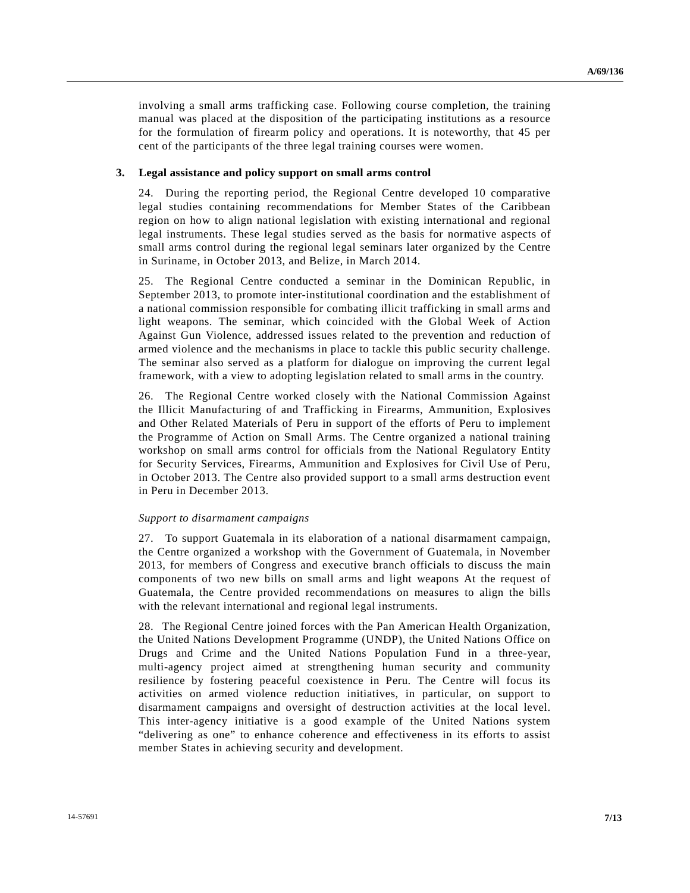involving a small arms trafficking case. Following course completion, the training manual was placed at the disposition of the participating institutions as a resource for the formulation of firearm policy and operations. It is noteworthy, that 45 per cent of the participants of the three legal training courses were women.

### 3. Legal assistance and policy support on small arms control

24. During the reporting period, the Regional Centre developed 10 comparative legal studies containing recommendations for Member States of the Caribbean region on how to align national legislation with existing international and regional legal instruments. These legal studies served as the basis for normative aspects of small arms control during the regional legal seminars later organized by the Centre in Suriname, in October 2013, and Belize, in March 2014.

25. The Regional Centre conducted a seminar in the Dominican Republic, in September 2013, to promote inter-institutional coordination and the establishment of a national commission responsible for combating illicit trafficking in small arms and light weapons. The seminar, which coincided with the Global Week of Action Against Gun Violence, addressed issues related to the prevention and reduction of armed violence and the mechanisms in place to tackle this public security challenge. The seminar also served as a platform for dialogue on improving the current legal framework, with a view to adopting legislation related to small arms in the country.

26. The Regional Centre worked closely with the National Commission Against the Illicit Manufacturing of and Trafficking in Firearms, Ammunition, Explosives and Other Related Materials of Peru in support of the efforts of Peru to implement the Programme of Action on Small Arms. The Centre organized a national training workshop on small arms control for officials from the National Regulatory Entity for Security Services, Firearms, Ammunition and Explosives for Civil Use of Peru, in October 2013. The Centre also provided support to a small arms destruction event in Peru in December 2013.

*Support to disarmament campaigns*

27. To support Guatemala in its elaboration of a national disarmament campaign, the Centre organized a workshop with the Government of Guatemala, in November 2013, for members of Congress and executive branch officials to discuss the main components of two new bills on small arms and light weapons At the request of Guatemala, the Centre provided recommendations on measures to align the bills with the relevant international and regional legal instruments.

28. The Regional Centre joined forces with the Pan American Health Organization, the United Nations Development Programme (UNDP), the United Nations Office on Drugs and Crime and the United Nations Population Fund in a three-year, multi-agency project aimed at strengthening human security and community resilience by fostering peaceful coexistence in Peru. The Centre will focus its activities on armed violence reduction initiatives, in particular, on support to disarmament campaigns and oversight of destruction activities at the local level. This inter-agency initiative is a good example of the United Nations system "delivering as one" to enhance coherence and effectiveness in its efforts to assist member States in achieving security and development.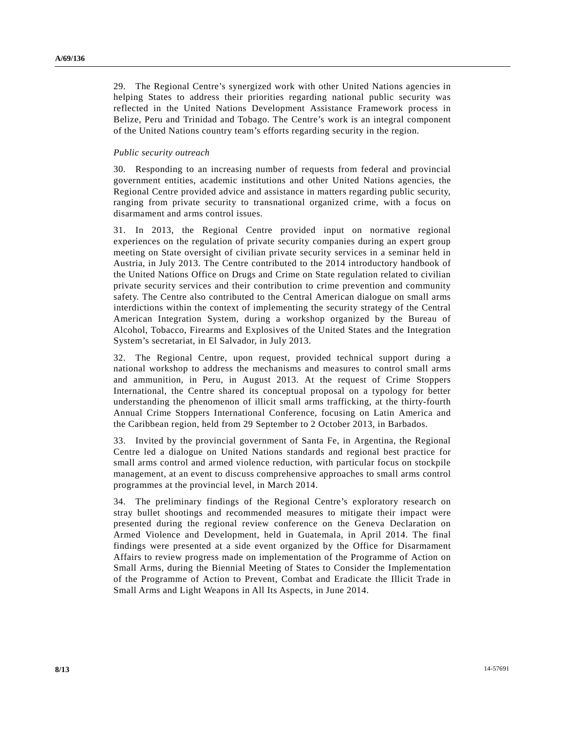29. The Regional Centre's synergized work with other United Nations agencies in helping States to address their priorities regarding national public security was reflected in the United Nations Development Assistance Framework process in Belize, Peru and Trinidad and Tobago. The Centre's work is an integral component of the United Nations country team's efforts regarding security in the region.

*Public security outreach*

30. Responding to an increasing number of requests from federal and provincial government entities, academic institutions and other United Nations agencies, the Regional Centre provided advice and assistance in matters regarding public security, ranging from private security to transnational organized crime, with a focus on disarmament and arms control issues.

31. In 2013, the Regional Centre provided input on normative regional experiences on the regulation of private security companies during an expert group meeting on State oversight of civilian private security services in a seminar held in Austria, in July 2013. The Centre contributed to the 2014 introductory handbook of the United Nations Office on Drugs and Crime on State regulation related to civilian private security services and their contribution to crime prevention and community safety. The Centre also contributed to the Central American dialogue on small arms interdictions within the context of implementing the security strategy of the Central American Integration System, during a workshop organized by the Bureau of Alcohol, Tobacco, Firearms and Explosives of the United States and the Integration System's secretariat, in El Salvador, in July 2013.

32. The Regional Centre, upon request, provided technical support during a national workshop to address the mechanisms and measures to control small arms and ammunition, in Peru, in August 2013. At the request of Crime Stoppers International, the Centre shared its conceptual proposal on a typology for better understanding the phenomenon of illicit small arms trafficking, at the thirty-fourth Annual Crime Stoppers International Conference, focusing on Latin America and the Caribbean region, held from 29 September to 2 October 2013, in Barbados.

33. Invited by the provincial government of Santa Fe, in Argentina, the Regional Centre led a dialogue on United Nations standards and regional best practice for small arms control and armed violence reduction, with particular focus on stockpile management, at an event to discuss comprehensive approaches to small arms control programmes at the provincial level, in March 2014.

34. The preliminary findings of the Regional Centre's exploratory research on stray bullet shootings and recommended measures to mitigate their impact were presented during the regional review conference on the Geneva Declaration on Armed Violence and Development, held in Guatemala, in April 2014. The final findings were presented at a side event organized by the Office for Disarmament Affairs to review progress made on implementation of the Programme of Action on Small Arms, during the Biennial Meeting of States to Consider the Implementation of the Programme of Action to Prevent, Combat and Eradicate the Illicit Trade in Small Arms and Light Weapons in All Its Aspects, in June 2014.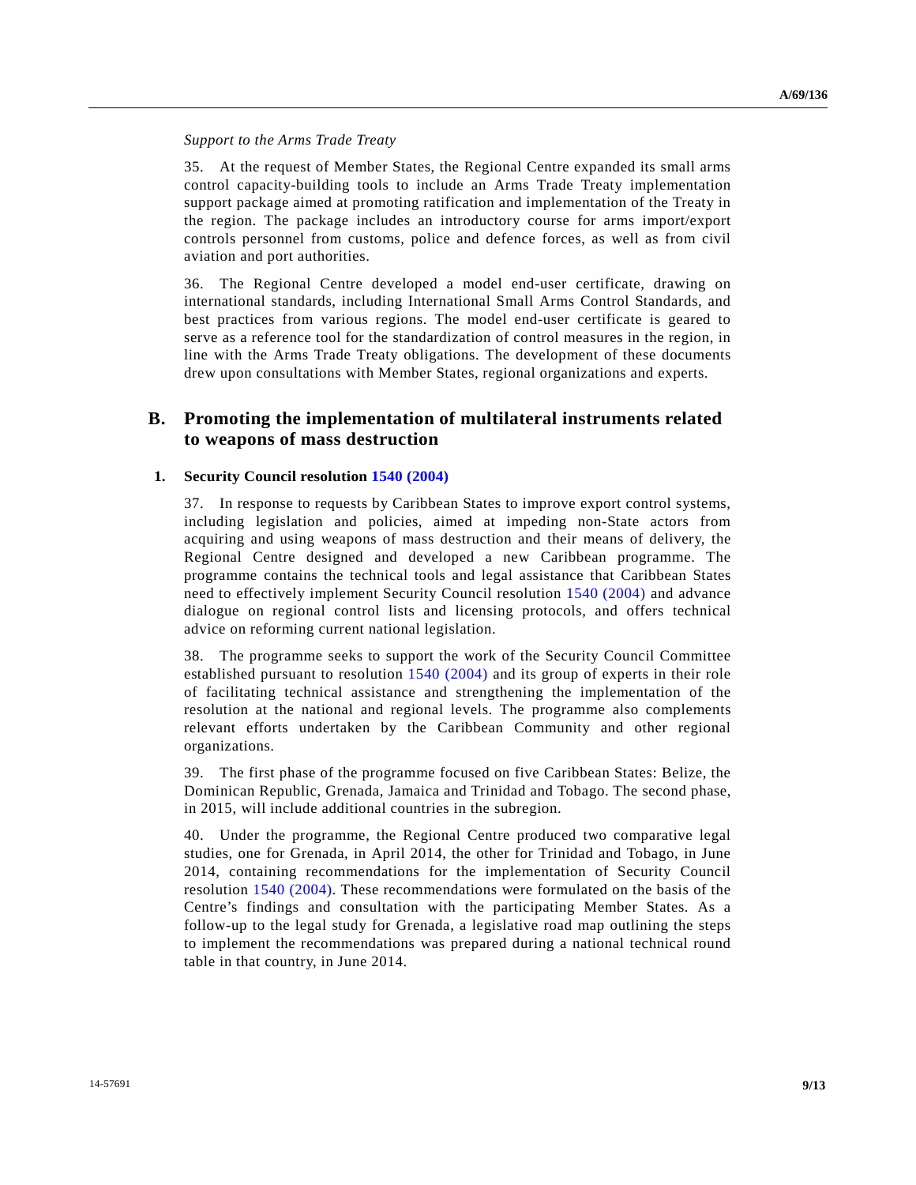*Support to the Arms Trade Treaty*

35. At the request of Member States, the Regional Centre expanded its small arms control capacity-building tools to include an Arms Trade Treaty implementation support package aimed at promoting ratification and implementation of the Treaty in the region. The package includes an introductory course for arms import/export controls personnel from customs, police and defence forces, as well as from civil aviation and port authorities.

36. The Regional Centre developed a model end-user certificate, drawing on international standards, including International Small Arms Control Standards, and best practices from various regions. The model end-user certificate is geared to serve as a reference tool for the standardization of control measures in the region, in line with the Arms Trade Treaty obligations. The development of these documents drew upon consultations with Member States, regional organizations and experts.

## B. Promoting the implementation of multilateral instruments related to weapons of mass destruction

### 1. Security Council resolution 1540 (2004)

37. In response to requests by Caribbean States to improve export control systems, including legislation and policies, aimed at impeding non-State actors from acquiring and using weapons of mass destruction and their means of delivery, the Regional Centre designed and developed a new Caribbean programme. The programme contains the technical tools and legal assistance that Caribbean States need to effectively implement Security Council resolution 1540 (2004) and advance dialogue on regional control lists and licensing protocols, and offers technical advice on reforming current national legislation.

38. The programme seeks to support the work of the Security Council Committee established pursuant to resolution 1540 (2004) and its group of experts in their role of facilitating technical assistance and strengthening the implementation of the resolution at the national and regional levels. The programme also complements relevant efforts undertaken by the Caribbean Community and other regional organizations.

39. The first phase of the programme focused on five Caribbean States: Belize, the Dominican Republic, Grenada, Jamaica and Trinidad and Tobago. The second phase, in 2015, will include additional countries in the subregion.

40. Under the programme, the Regional Centre produced two comparative legal studies, one for Grenada, in April 2014, the other for Trinidad and Tobago, in June 2014, containing recommendations for the implementation of Security Council resolution 1540 (2004). These recommendations were formulated on the basis of the Centre's findings and consultation with the participating Member States. As a follow-up to the legal study for Grenada, a legislative road map outlining the steps to implement the recommendations was prepared during a national technical round table in that country, in June 2014.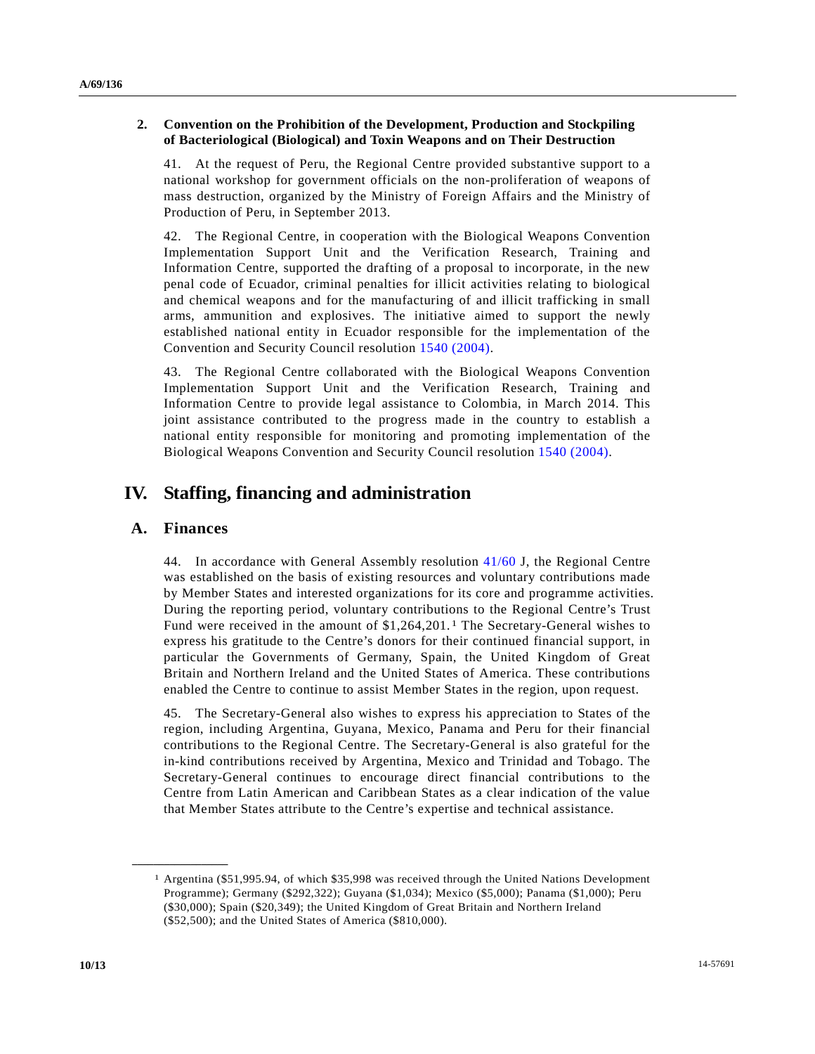### 2. Convention on the Prohibition of the Development, Production and Stockpiling of Bacteriological (Biological) and Toxin Weapons and on Their Destruction

41. At the request of Peru, the Regional Centre provided substantive support to a national workshop for government officials on the non-proliferation of weapons of mass destruction, organized by the Ministry of Foreign Affairs and the Ministry of Production of Peru, in September 2013.

42. The Regional Centre, in cooperation with the Biological Weapons Convention Implementation Support Unit and the Verification Research, Training and Information Centre, supported the drafting of a proposal to incorporate, in the new penal code of Ecuador, criminal penalties for illicit activities relating to biological and chemical weapons and for the manufacturing of and illicit trafficking in small arms, ammunition and explosives. The initiative aimed to support the newly established national entity in Ecuador responsible for the implementation of the Convention and Security Council resolution 1540 (2004).

43. The Regional Centre collaborated with the Biological Weapons Convention Implementation Support Unit and the Verification Research, Training and Information Centre to provide legal assistance to Colombia, in March 2014. This joint assistance contributed to the progress made in the country to establish a national entity responsible for monitoring and promoting implementation of the Biological Weapons Convention and Security Council resolution 1540 (2004).

# IV. Staffing, financing and administration

## A. Finances

44. In accordance with General Assembly resolution 41/60 J, the Regional Centre was established on the basis of existing resources and voluntary contributions made by Member States and interested organizations for its core and programme activities. During the reporting period, voluntary contributions to the Regional Centre's Trust Fund were received in the amount of $1,264,201.[1] The Secretary-General wishes to express his gratitude to the Centre's donors for their continued financial support, in particular the Governments of Germany, Spain, the United Kingdom of Great Britain and Northern Ireland and the United States of America. These contributions enabled the Centre to continue to assist Member States in the region, upon request.

45. The Secretary-General also wishes to express his appreciation to States of the region, including Argentina, Guyana, Mexico, Panama and Peru for their financial contributions to the Regional Centre. The Secretary-General is also grateful for the in-kind contributions received by Argentina, Mexico and Trinidad and Tobago. The Secretary-General continues to encourage direct financial contributions to the Centre from Latin American and Caribbean States as a clear indication of the value that Member States attribute to the Centre's expertise and technical assistance.

---

[1] Argentina ($51,995.94, of which $35,998 was received through the United Nations Development Programme); Germany ($292,322); Guyana ($1,034); Mexico ($5,000); Panama ($1,000); Peru ($30,000); Spain ($20,349); the United Kingdom of Great Britain and Northern Ireland ($52,500); and the United States of America ($810,000).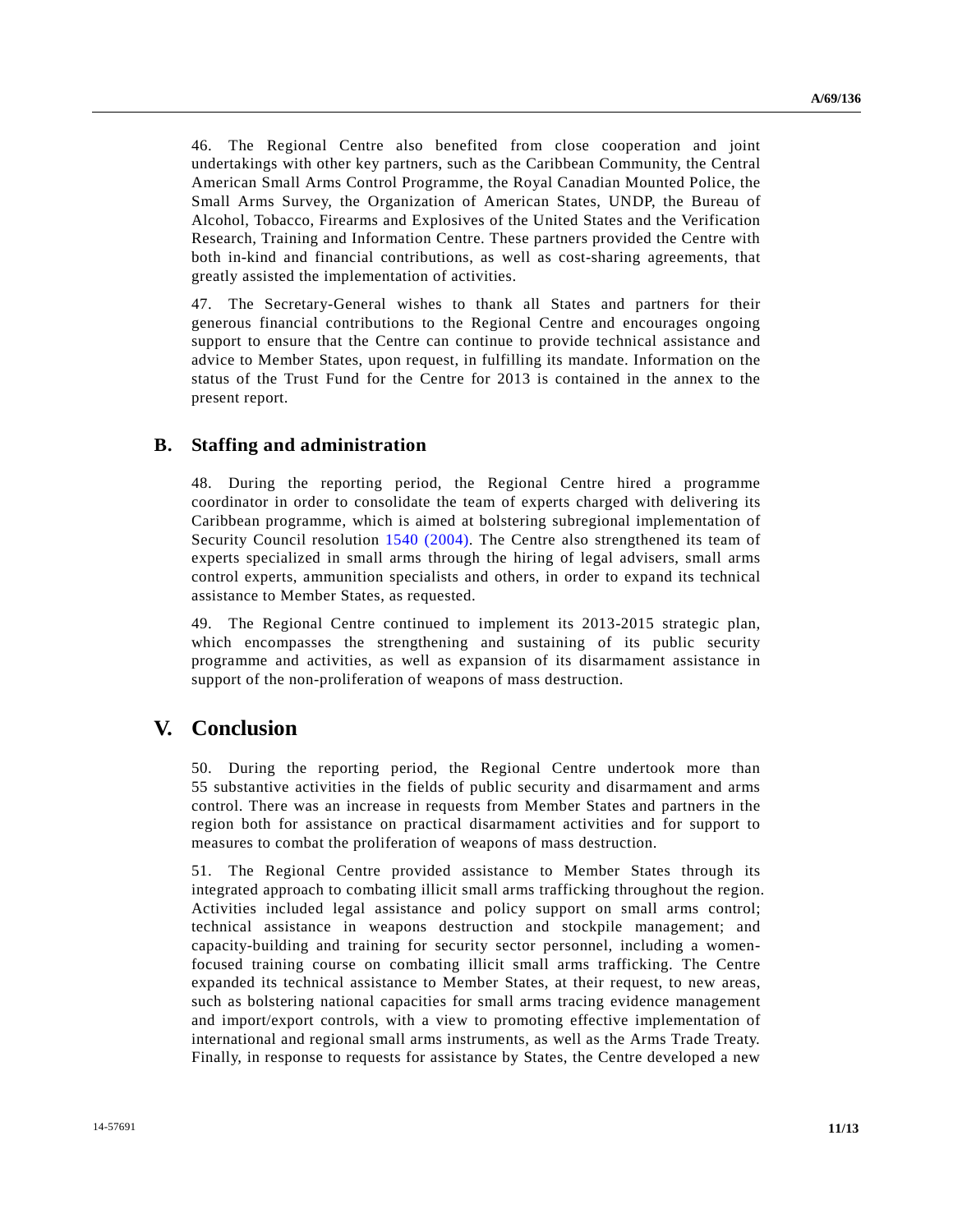46. The Regional Centre also benefited from close cooperation and joint undertakings with other key partners, such as the Caribbean Community, the Central American Small Arms Control Programme, the Royal Canadian Mounted Police, the Small Arms Survey, the Organization of American States, UNDP, the Bureau of Alcohol, Tobacco, Firearms and Explosives of the United States and the Verification Research, Training and Information Centre. These partners provided the Centre with both in-kind and financial contributions, as well as cost-sharing agreements, that greatly assisted the implementation of activities.

47. The Secretary-General wishes to thank all States and partners for their generous financial contributions to the Regional Centre and encourages ongoing support to ensure that the Centre can continue to provide technical assistance and advice to Member States, upon request, in fulfilling its mandate. Information on the status of the Trust Fund for the Centre for 2013 is contained in the annex to the present report.

## B. Staffing and administration

48. During the reporting period, the Regional Centre hired a programme coordinator in order to consolidate the team of experts charged with delivering its Caribbean programme, which is aimed at bolstering subregional implementation of Security Council resolution 1540 (2004). The Centre also strengthened its team of experts specialized in small arms through the hiring of legal advisers, small arms control experts, ammunition specialists and others, in order to expand its technical assistance to Member States, as requested.

49. The Regional Centre continued to implement its 2013-2015 strategic plan, which encompasses the strengthening and sustaining of its public security programme and activities, as well as expansion of its disarmament assistance in support of the non-proliferation of weapons of mass destruction.

# V. Conclusion

50. During the reporting period, the Regional Centre undertook more than 55 substantive activities in the fields of public security and disarmament and arms control. There was an increase in requests from Member States and partners in the region both for assistance on practical disarmament activities and for support to measures to combat the proliferation of weapons of mass destruction.

51. The Regional Centre provided assistance to Member States through its integrated approach to combating illicit small arms trafficking throughout the region. Activities included legal assistance and policy support on small arms control; technical assistance in weapons destruction and stockpile management; and capacity-building and training for security sector personnel, including a women-focused training course on combating illicit small arms trafficking. The Centre expanded its technical assistance to Member States, at their request, to new areas, such as bolstering national capacities for small arms tracing evidence management and import/export controls, with a view to promoting effective implementation of international and regional small arms instruments, as well as the Arms Trade Treaty. Finally, in response to requests for assistance by States, the Centre developed a new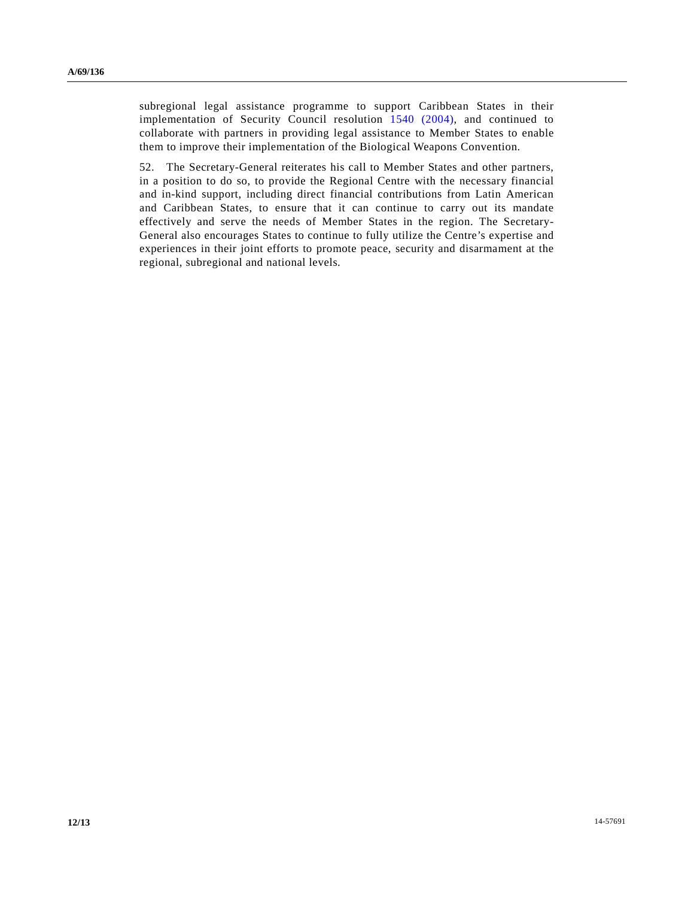subregional legal assistance programme to support Caribbean States in their implementation of Security Council resolution 1540 (2004), and continued to collaborate with partners in providing legal assistance to Member States to enable them to improve their implementation of the Biological Weapons Convention.

52. The Secretary-General reiterates his call to Member States and other partners, in a position to do so, to provide the Regional Centre with the necessary financial and in-kind support, including direct financial contributions from Latin American and Caribbean States, to ensure that it can continue to carry out its mandate effectively and serve the needs of Member States in the region. The Secretary-General also encourages States to continue to fully utilize the Centre's expertise and experiences in their joint efforts to promote peace, security and disarmament at the regional, subregional and national levels.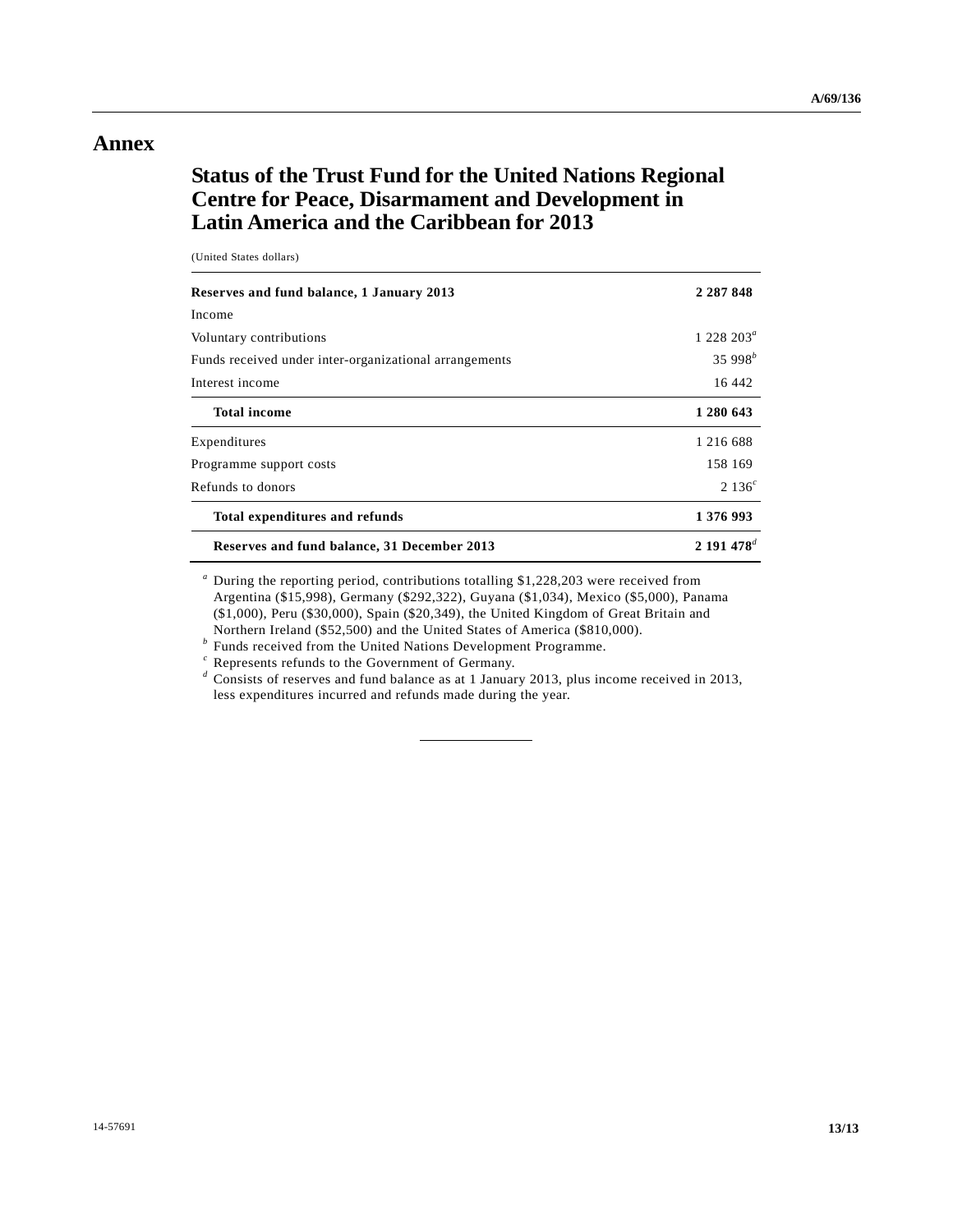# Annex

## Status of the Trust Fund for the United Nations Regional Centre for Peace, Disarmament and Development in Latin America and the Caribbean for 2013

(United States dollars)

| | |
|---|---|
| **Reserves and fund balance, 1 January 2013** | **2 287 848** |
| Income | |
| Voluntary contributions | 1 228 203[a] |
| Funds received under inter-organizational arrangements | 35 998[b] |
| Interest income | 16 442 |
| **Total income** | **1 280 643** |
| Expenditures | 1 216 688 |
| Programme support costs | 158 169 |
| Refunds to donors | 2 136[c] |
| **Total expenditures and refunds** | **1 376 993** |
| **Reserves and fund balance, 31 December 2013** | **2 191 478**[d] |

[a] During the reporting period, contributions totalling $1,228,203 were received from Argentina ($15,998), Germany ($292,322), Guyana ($1,034), Mexico ($5,000), Panama ($1,000), Peru ($30,000), Spain ($20,349), the United Kingdom of Great Britain and Northern Ireland ($52,500) and the United States of America ($810,000).

[b] Funds received from the United Nations Development Programme.

[c] Represents refunds to the Government of Germany.

[d] Consists of reserves and fund balance as at 1 January 2013, plus income received in 2013, less expenditures incurred and refunds made during the year.